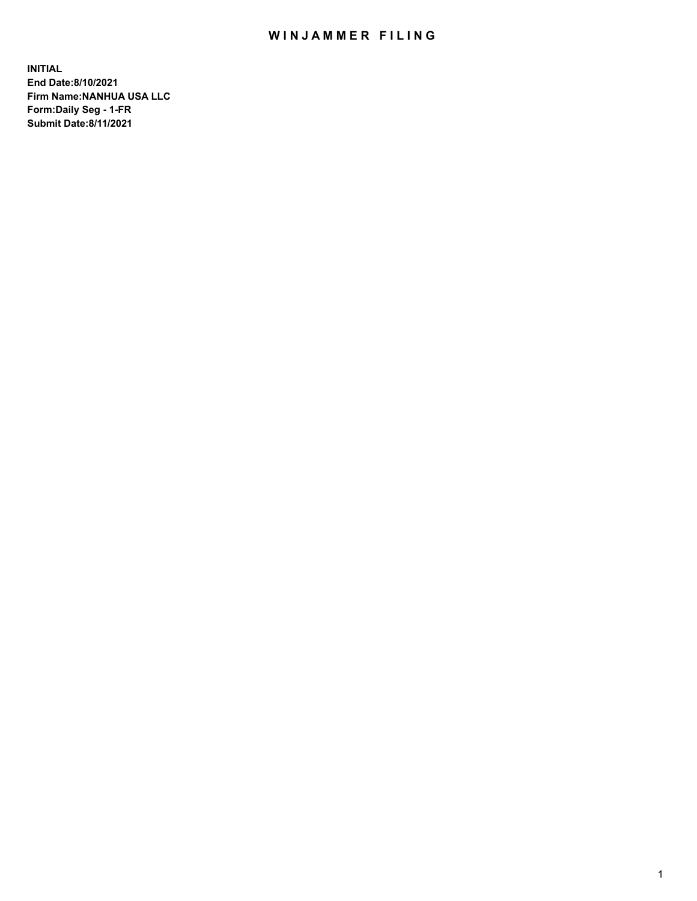# WINJAMMER FILING

**INITIAL**
**End Date:8/10/2021**
**Firm Name:NANHUA USA LLC**
**Form:Daily Seg - 1-FR**
**Submit Date:8/11/2021**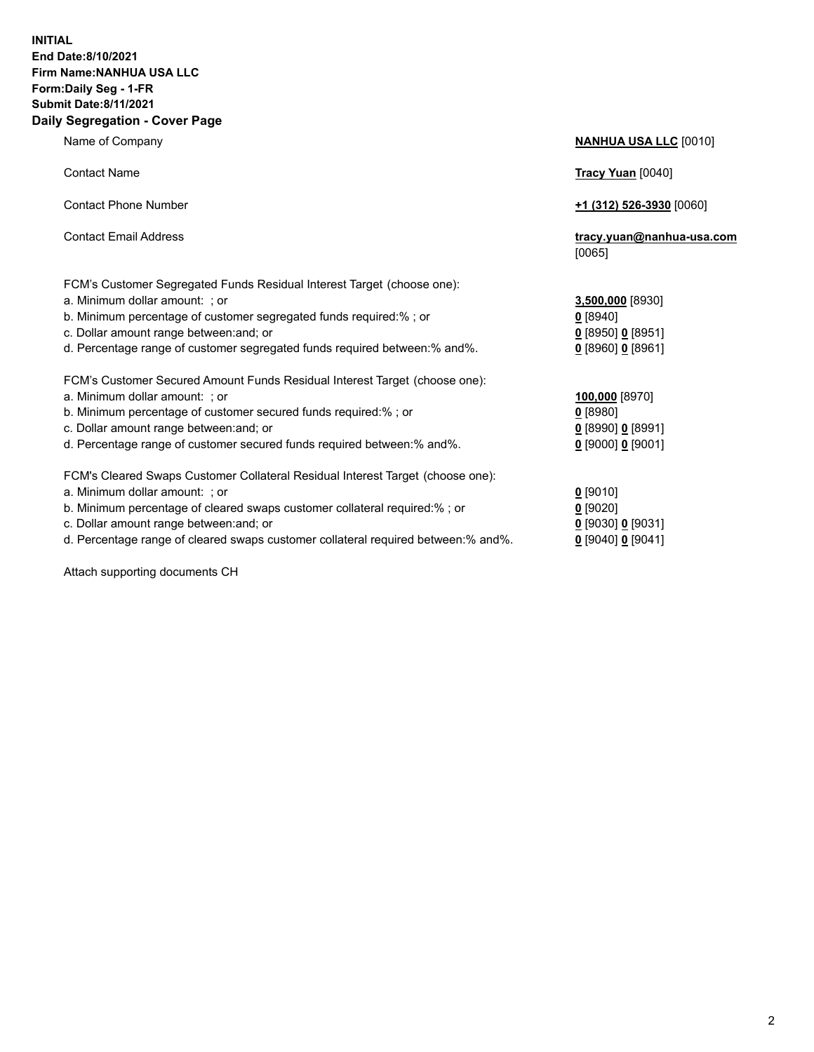**INITIAL**
**End Date:8/10/2021**
**Firm Name:NANHUA USA LLC**
**Form:Daily Seg - 1-FR**
**Submit Date:8/11/2021**

## Daily Segregation - Cover Page

| | |
|---|---|
| Name of Company | **NANHUA USA LLC** [0010] |
| Contact Name | **Tracy Yuan** [0040] |
| Contact Phone Number | **+1 (312) 526-3930** [0060] |
| Contact Email Address | **tracy.yuan@nanhua-usa.com** [0065] |
| FCM's Customer Segregated Funds Residual Interest Target (choose one): | |
| a. Minimum dollar amount: ; or | **3,500,000** [8930] |
| b. Minimum percentage of customer segregated funds required:% ; or | **0** [8940] |
| c. Dollar amount range between:and; or | **0** [8950] **0** [8951] |
| d. Percentage range of customer segregated funds required between:% and%. | **0** [8960] **0** [8961] |
| FCM's Customer Secured Amount Funds Residual Interest Target (choose one): | |
| a. Minimum dollar amount: ; or | **100,000** [8970] |
| b. Minimum percentage of customer secured funds required:% ; or | **0** [8980] |
| c. Dollar amount range between:and; or | **0** [8990] **0** [8991] |
| d. Percentage range of customer secured funds required between:% and%. | **0** [9000] **0** [9001] |
| FCM's Cleared Swaps Customer Collateral Residual Interest Target (choose one): | |
| a. Minimum dollar amount: ; or | **0** [9010] |
| b. Minimum percentage of cleared swaps customer collateral required:% ; or | **0** [9020] |
| c. Dollar amount range between:and; or | **0** [9030] **0** [9031] |
| d. Percentage range of cleared swaps customer collateral required between:% and%. | **0** [9040] **0** [9041] |

Attach supporting documents CH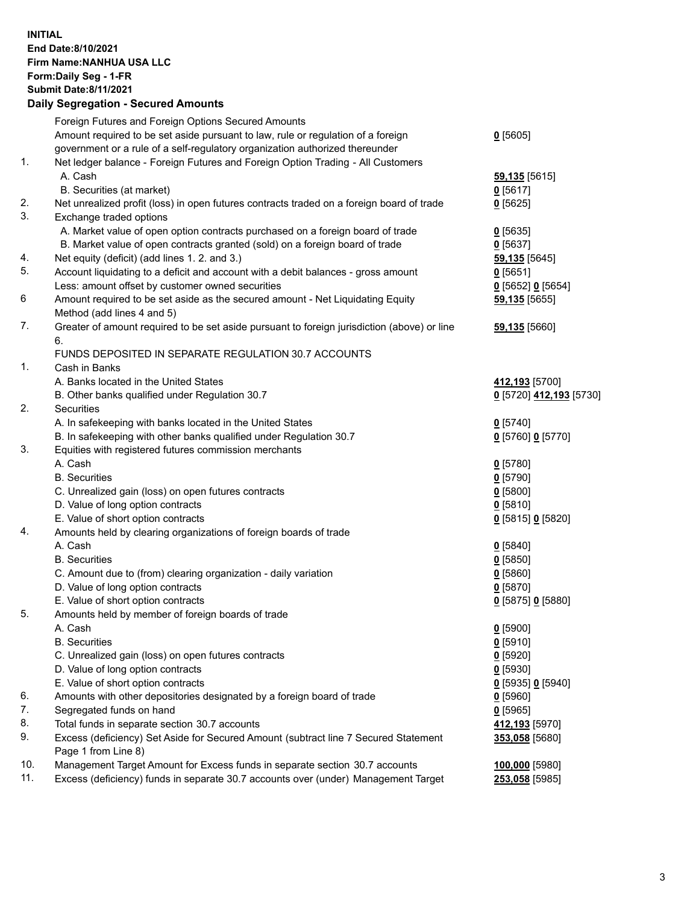**INITIAL**
**End Date:8/10/2021**
**Firm Name:NANHUA USA LLC**
**Form:Daily Seg - 1-FR**
**Submit Date:8/11/2021**

## Daily Segregation - Secured Amounts

| | | |
|---|---|---|
| | Foreign Futures and Foreign Options Secured Amounts | |
| | Amount required to be set aside pursuant to law, rule or regulation of a foreign government or a rule of a self-regulatory organization authorized thereunder | **0** [5605] |
| 1. | Net ledger balance - Foreign Futures and Foreign Option Trading - All Customers | |
| | A. Cash | **59,135** [5615] |
| | B. Securities (at market) | **0** [5617] |
| 2. | Net unrealized profit (loss) in open futures contracts traded on a foreign board of trade | **0** [5625] |
| 3. | Exchange traded options | |
| | A. Market value of open option contracts purchased on a foreign board of trade | **0** [5635] |
| | B. Market value of open contracts granted (sold) on a foreign board of trade | **0** [5637] |
| 4. | Net equity (deficit) (add lines 1. 2. and 3.) | **59,135** [5645] |
| 5. | Account liquidating to a deficit and account with a debit balances - gross amount | **0** [5651] |
| | Less: amount offset by customer owned securities | **0** [5652] **0** [5654] |
| 6 | Amount required to be set aside as the secured amount - Net Liquidating Equity Method (add lines 4 and 5) | **59,135** [5655] |
| 7. | Greater of amount required to be set aside pursuant to foreign jurisdiction (above) or line 6. | **59,135** [5660] |
| | FUNDS DEPOSITED IN SEPARATE REGULATION 30.7 ACCOUNTS | |
| 1. | Cash in Banks | |
| | A. Banks located in the United States | **412,193** [5700] |
| | B. Other banks qualified under Regulation 30.7 | **0** [5720] **412,193** [5730] |
| 2. | Securities | |
| | A. In safekeeping with banks located in the United States | **0** [5740] |
| | B. In safekeeping with other banks qualified under Regulation 30.7 | **0** [5760] **0** [5770] |
| 3. | Equities with registered futures commission merchants | |
| | A. Cash | **0** [5780] |
| | B. Securities | **0** [5790] |
| | C. Unrealized gain (loss) on open futures contracts | **0** [5800] |
| | D. Value of long option contracts | **0** [5810] |
| | E. Value of short option contracts | **0** [5815] **0** [5820] |
| 4. | Amounts held by clearing organizations of foreign boards of trade | |
| | A. Cash | **0** [5840] |
| | B. Securities | **0** [5850] |
| | C. Amount due to (from) clearing organization - daily variation | **0** [5860] |
| | D. Value of long option contracts | **0** [5870] |
| | E. Value of short option contracts | **0** [5875] **0** [5880] |
| 5. | Amounts held by member of foreign boards of trade | |
| | A. Cash | **0** [5900] |
| | B. Securities | **0** [5910] |
| | C. Unrealized gain (loss) on open futures contracts | **0** [5920] |
| | D. Value of long option contracts | **0** [5930] |
| | E. Value of short option contracts | **0** [5935] **0** [5940] |
| 6. | Amounts with other depositories designated by a foreign board of trade | **0** [5960] |
| 7. | Segregated funds on hand | **0** [5965] |
| 8. | Total funds in separate section 30.7 accounts | **412,193** [5970] |
| 9. | Excess (deficiency) Set Aside for Secured Amount (subtract line 7 Secured Statement Page 1 from Line 8) | **353,058** [5680] |
| 10. | Management Target Amount for Excess funds in separate section 30.7 accounts | **100,000** [5980] |
| 11. | Excess (deficiency) funds in separate 30.7 accounts over (under) Management Target | **253,058** [5985] |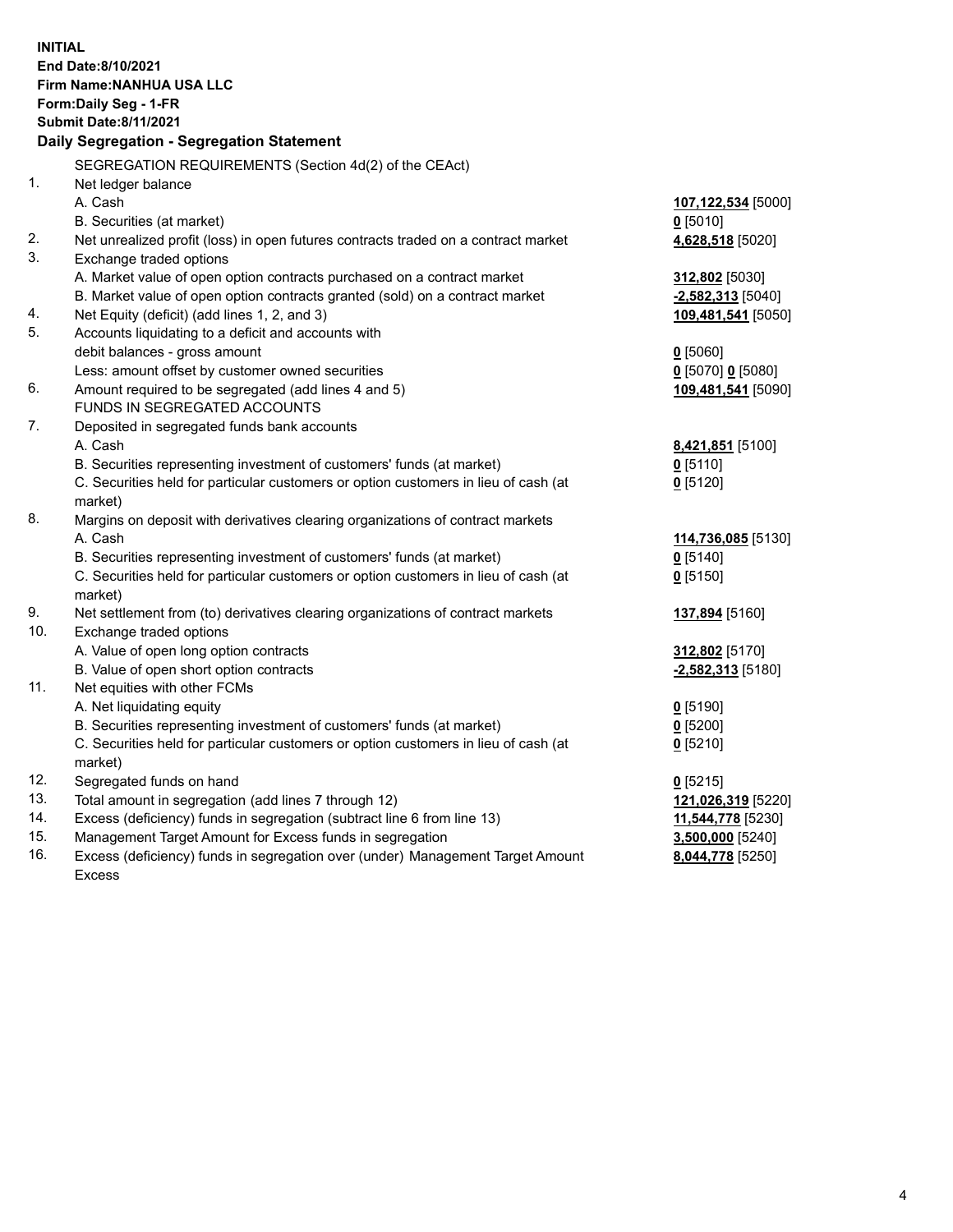**INITIAL**
**End Date:8/10/2021**
**Firm Name:NANHUA USA LLC**
**Form:Daily Seg - 1-FR**
**Submit Date:8/11/2021**

## Daily Segregation - Segregation Statement

| | | |
|---|---|---|
| | SEGREGATION REQUIREMENTS (Section 4d(2) of the CEAct) | |
| 1. | Net ledger balance | |
| | A. Cash | **107,122,534** [5000] |
| | B. Securities (at market) | **0** [5010] |
| 2. | Net unrealized profit (loss) in open futures contracts traded on a contract market | **4,628,518** [5020] |
| 3. | Exchange traded options | |
| | A. Market value of open option contracts purchased on a contract market | **312,802** [5030] |
| | B. Market value of open option contracts granted (sold) on a contract market | **-2,582,313** [5040] |
| 4. | Net Equity (deficit) (add lines 1, 2, and 3) | **109,481,541** [5050] |
| 5. | Accounts liquidating to a deficit and accounts with debit balances - gross amount | **0** [5060] |
| | Less: amount offset by customer owned securities | **0** [5070] **0** [5080] |
| 6. | Amount required to be segregated (add lines 4 and 5) | **109,481,541** [5090] |
| | FUNDS IN SEGREGATED ACCOUNTS | |
| 7. | Deposited in segregated funds bank accounts | |
| | A. Cash | **8,421,851** [5100] |
| | B. Securities representing investment of customers' funds (at market) | **0** [5110] |
| | C. Securities held for particular customers or option customers in lieu of cash (at market) | **0** [5120] |
| 8. | Margins on deposit with derivatives clearing organizations of contract markets | |
| | A. Cash | **114,736,085** [5130] |
| | B. Securities representing investment of customers' funds (at market) | **0** [5140] |
| | C. Securities held for particular customers or option customers in lieu of cash (at market) | **0** [5150] |
| 9. | Net settlement from (to) derivatives clearing organizations of contract markets | **137,894** [5160] |
| 10. | Exchange traded options | |
| | A. Value of open long option contracts | **312,802** [5170] |
| | B. Value of open short option contracts | **-2,582,313** [5180] |
| 11. | Net equities with other FCMs | |
| | A. Net liquidating equity | **0** [5190] |
| | B. Securities representing investment of customers' funds (at market) | **0** [5200] |
| | C. Securities held for particular customers or option customers in lieu of cash (at market) | **0** [5210] |
| 12. | Segregated funds on hand | **0** [5215] |
| 13. | Total amount in segregation (add lines 7 through 12) | **121,026,319** [5220] |
| 14. | Excess (deficiency) funds in segregation (subtract line 6 from line 13) | **11,544,778** [5230] |
| 15. | Management Target Amount for Excess funds in segregation | **3,500,000** [5240] |
| 16. | Excess (deficiency) funds in segregation over (under) Management Target Amount Excess | **8,044,778** [5250] |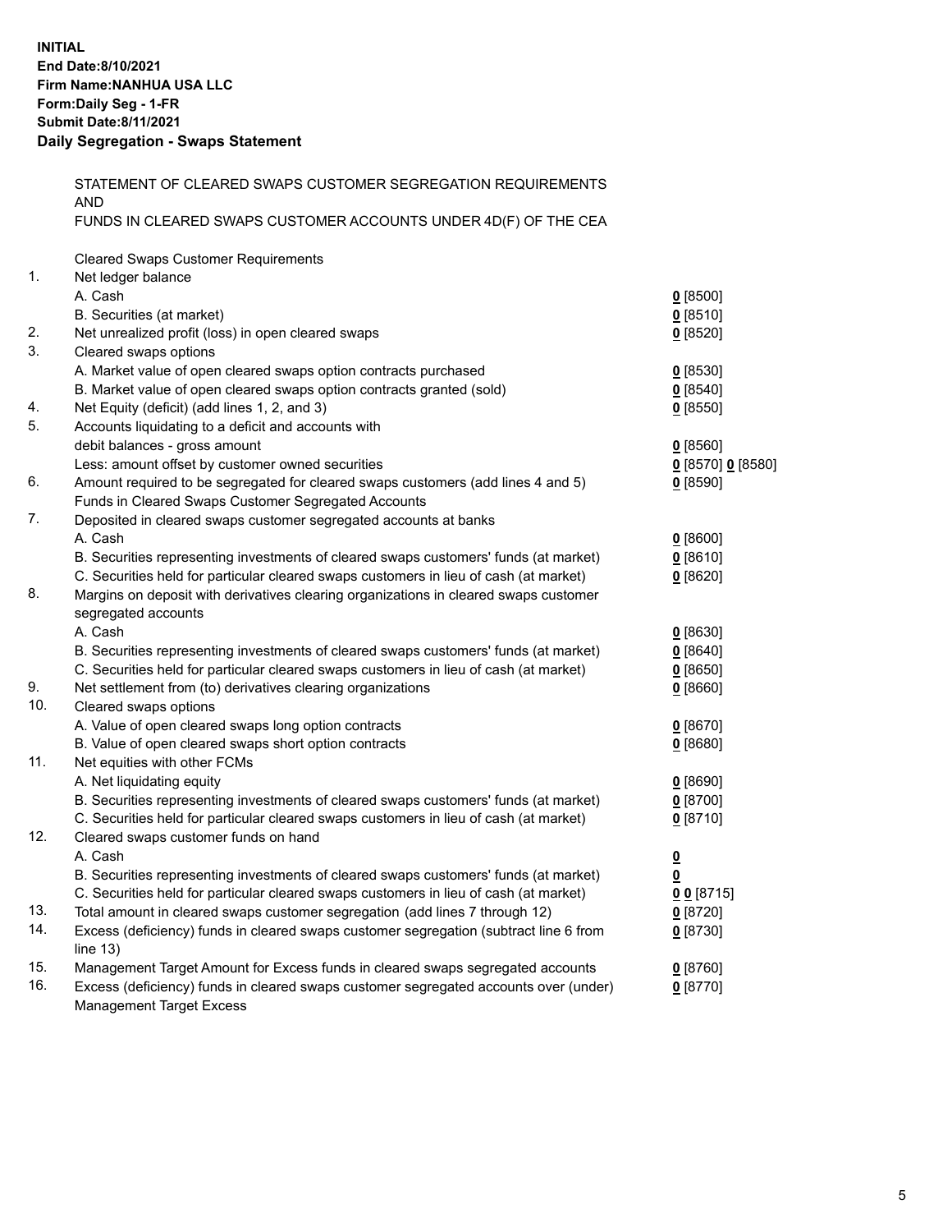**INITIAL**
**End Date:8/10/2021**
**Firm Name:NANHUA USA LLC**
**Form:Daily Seg - 1-FR**
**Submit Date:8/11/2021**
**Daily Segregation - Swaps Statement**

STATEMENT OF CLEARED SWAPS CUSTOMER SEGREGATION REQUIREMENTS AND FUNDS IN CLEARED SWAPS CUSTOMER ACCOUNTS UNDER 4D(F) OF THE CEA

| | | |
|---|---|---|
| | Cleared Swaps Customer Requirements | |
| 1. | Net ledger balance | |
| | A. Cash | 0 [8500] |
| | B. Securities (at market) | 0 [8510] |
| 2. | Net unrealized profit (loss) in open cleared swaps | 0 [8520] |
| 3. | Cleared swaps options | |
| | A. Market value of open cleared swaps option contracts purchased | 0 [8530] |
| | B. Market value of open cleared swaps option contracts granted (sold) | 0 [8540] |
| 4. | Net Equity (deficit) (add lines 1, 2, and 3) | 0 [8550] |
| 5. | Accounts liquidating to a deficit and accounts with debit balances - gross amount | 0 [8560] |
| | Less: amount offset by customer owned securities | 0 [8570] 0 [8580] |
| 6. | Amount required to be segregated for cleared swaps customers (add lines 4 and 5) | 0 [8590] |
| | Funds in Cleared Swaps Customer Segregated Accounts | |
| 7. | Deposited in cleared swaps customer segregated accounts at banks | |
| | A. Cash | 0 [8600] |
| | B. Securities representing investments of cleared swaps customers' funds (at market) | 0 [8610] |
| | C. Securities held for particular cleared swaps customers in lieu of cash (at market) | 0 [8620] |
| 8. | Margins on deposit with derivatives clearing organizations in cleared swaps customer segregated accounts | |
| | A. Cash | 0 [8630] |
| | B. Securities representing investments of cleared swaps customers' funds (at market) | 0 [8640] |
| | C. Securities held for particular cleared swaps customers in lieu of cash (at market) | 0 [8650] |
| 9. | Net settlement from (to) derivatives clearing organizations | 0 [8660] |
| 10. | Cleared swaps options | |
| | A. Value of open cleared swaps long option contracts | 0 [8670] |
| | B. Value of open cleared swaps short option contracts | 0 [8680] |
| 11. | Net equities with other FCMs | |
| | A. Net liquidating equity | 0 [8690] |
| | B. Securities representing investments of cleared swaps customers' funds (at market) | 0 [8700] |
| | C. Securities held for particular cleared swaps customers in lieu of cash (at market) | 0 [8710] |
| 12. | Cleared swaps customer funds on hand | |
| | A. Cash | 0 |
| | B. Securities representing investments of cleared swaps customers' funds (at market) | 0 |
| | C. Securities held for particular cleared swaps customers in lieu of cash (at market) | 0 0 [8715] |
| 13. | Total amount in cleared swaps customer segregation (add lines 7 through 12) | 0 [8720] |
| 14. | Excess (deficiency) funds in cleared swaps customer segregation (subtract line 6 from line 13) | 0 [8730] |
| 15. | Management Target Amount for Excess funds in cleared swaps segregated accounts | 0 [8760] |
| 16. | Excess (deficiency) funds in cleared swaps customer segregated accounts over (under) Management Target Excess | 0 [8770] |